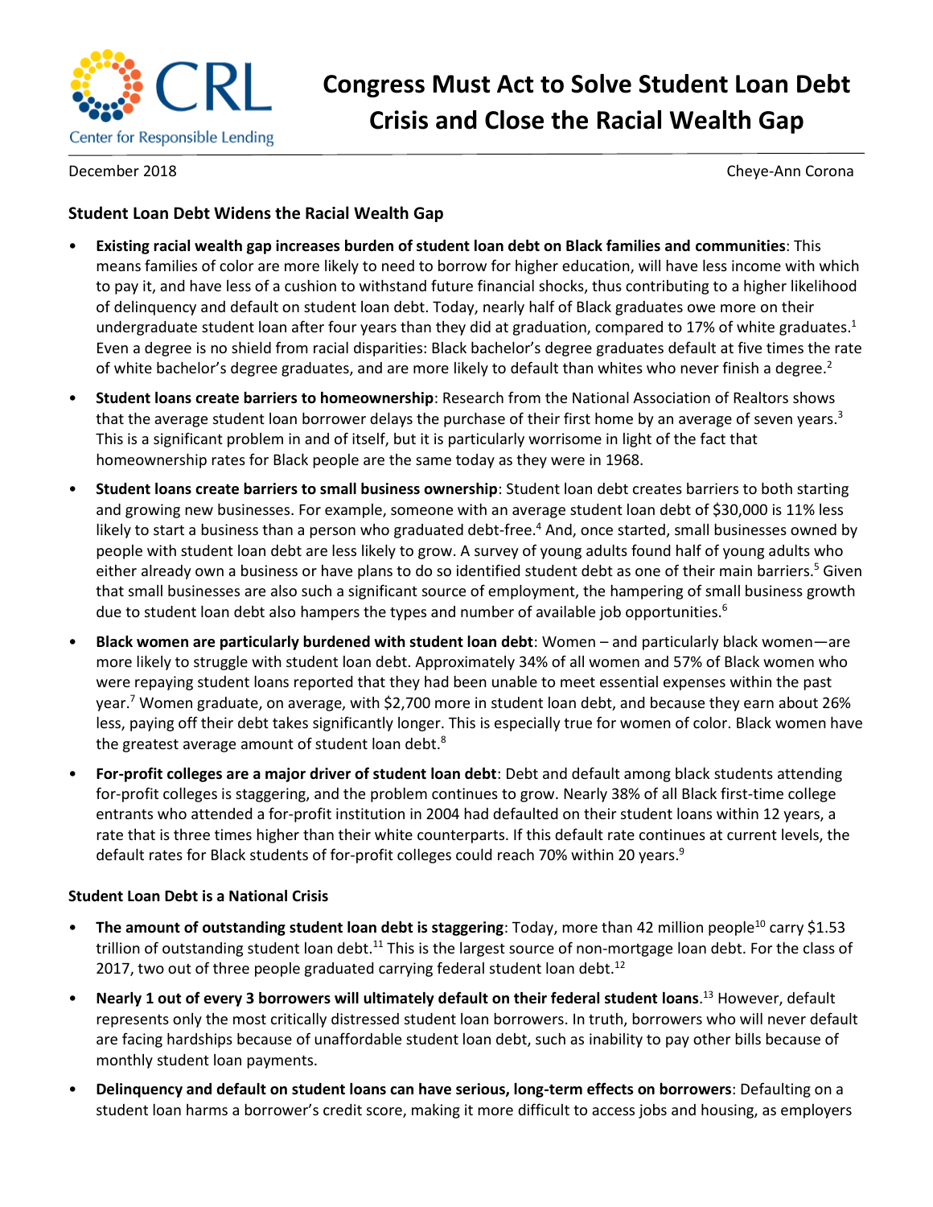# Congress Must Act to Solve Student Loan Debt Crisis and Close the Racial Wealth Gap

Center for Responsible Lending

December 2018

Cheye-Ann Corona

## Student Loan Debt Widens the Racial Wealth Gap

- **Existing racial wealth gap increases burden of student loan debt on Black families and communities**: This means families of color are more likely to need to borrow for higher education, will have less income with which to pay it, and have less of a cushion to withstand future financial shocks, thus contributing to a higher likelihood of delinquency and default on student loan debt. Today, nearly half of Black graduates owe more on their undergraduate student loan after four years than they did at graduation, compared to 17% of white graduates.[1] Even a degree is no shield from racial disparities: Black bachelor's degree graduates default at five times the rate of white bachelor's degree graduates, and are more likely to default than whites who never finish a degree.[2]
- **Student loans create barriers to homeownership**: Research from the National Association of Realtors shows that the average student loan borrower delays the purchase of their first home by an average of seven years.[3] This is a significant problem in and of itself, but it is particularly worrisome in light of the fact that homeownership rates for Black people are the same today as they were in 1968.
- **Student loans create barriers to small business ownership**: Student loan debt creates barriers to both starting and growing new businesses. For example, someone with an average student loan debt of $30,000 is 11% less likely to start a business than a person who graduated debt-free.[4] And, once started, small businesses owned by people with student loan debt are less likely to grow. A survey of young adults found half of young adults who either already own a business or have plans to do so identified student debt as one of their main barriers.[5] Given that small businesses are also such a significant source of employment, the hampering of small business growth due to student loan debt also hampers the types and number of available job opportunities.[6]
- **Black women are particularly burdened with student loan debt**: Women – and particularly black women—are more likely to struggle with student loan debt. Approximately 34% of all women and 57% of Black women who were repaying student loans reported that they had been unable to meet essential expenses within the past year.[7] Women graduate, on average, with $2,700 more in student loan debt, and because they earn about 26% less, paying off their debt takes significantly longer. This is especially true for women of color. Black women have the greatest average amount of student loan debt.[8]
- **For-profit colleges are a major driver of student loan debt**: Debt and default among black students attending for-profit colleges is staggering, and the problem continues to grow. Nearly 38% of all Black first-time college entrants who attended a for-profit institution in 2004 had defaulted on their student loans within 12 years, a rate that is three times higher than their white counterparts. If this default rate continues at current levels, the default rates for Black students of for-profit colleges could reach 70% within 20 years.[9]

### Student Loan Debt is a National Crisis

- **The amount of outstanding student loan debt is staggering**: Today, more than 42 million people[10] carry $1.53 trillion of outstanding student loan debt.[11] This is the largest source of non-mortgage loan debt. For the class of 2017, two out of three people graduated carrying federal student loan debt.[12]
- **Nearly 1 out of every 3 borrowers will ultimately default on their federal student loans**.[13] However, default represents only the most critically distressed student loan borrowers. In truth, borrowers who will never default are facing hardships because of unaffordable student loan debt, such as inability to pay other bills because of monthly student loan payments.
- **Delinquency and default on student loans can have serious, long-term effects on borrowers**: Defaulting on a student loan harms a borrower's credit score, making it more difficult to access jobs and housing, as employers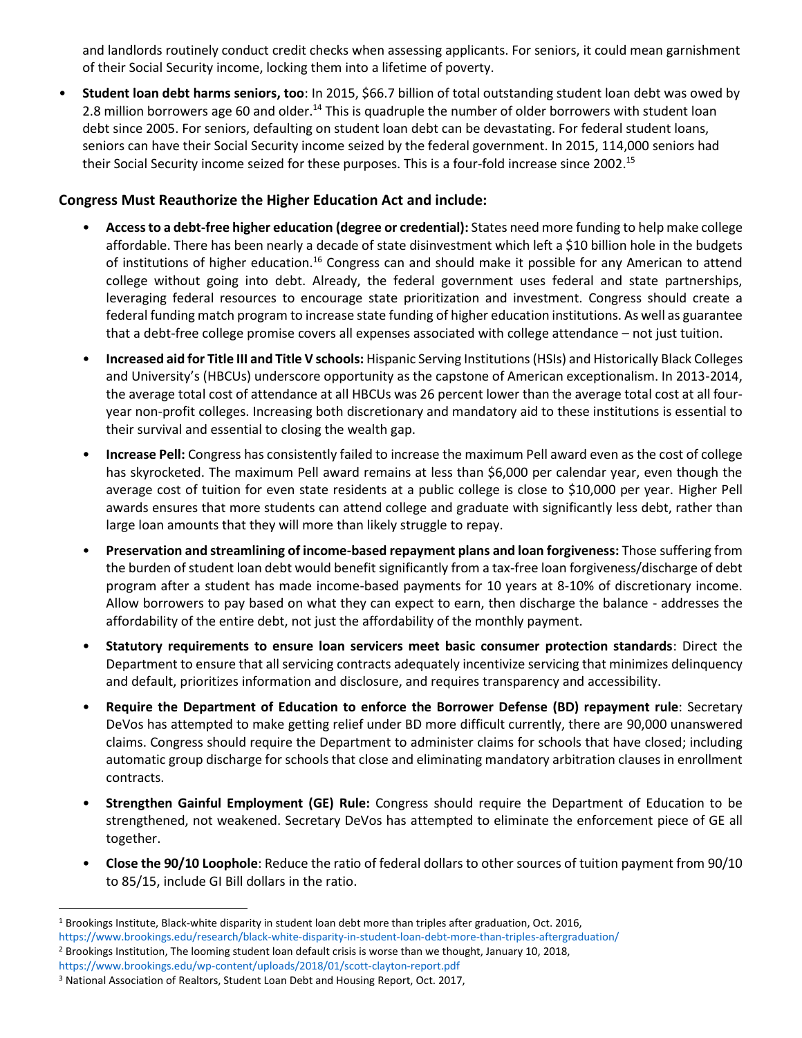and landlords routinely conduct credit checks when assessing applicants. For seniors, it could mean garnishment of their Social Security income, locking them into a lifetime of poverty.

- **Student loan debt harms seniors, too**: In 2015, $66.7 billion of total outstanding student loan debt was owed by 2.8 million borrowers age 60 and older.[14] This is quadruple the number of older borrowers with student loan debt since 2005. For seniors, defaulting on student loan debt can be devastating. For federal student loans, seniors can have their Social Security income seized by the federal government. In 2015, 114,000 seniors had their Social Security income seized for these purposes. This is a four-fold increase since 2002.[15]

### Congress Must Reauthorize the Higher Education Act and include:

- **Access to a debt-free higher education (degree or credential):** States need more funding to help make college affordable. There has been nearly a decade of state disinvestment which left a $10 billion hole in the budgets of institutions of higher education.[16] Congress can and should make it possible for any American to attend college without going into debt. Already, the federal government uses federal and state partnerships, leveraging federal resources to encourage state prioritization and investment. Congress should create a federal funding match program to increase state funding of higher education institutions. As well as guarantee that a debt-free college promise covers all expenses associated with college attendance – not just tuition.
- **Increased aid for Title III and Title V schools:** Hispanic Serving Institutions (HSIs) and Historically Black Colleges and University's (HBCUs) underscore opportunity as the capstone of American exceptionalism. In 2013-2014, the average total cost of attendance at all HBCUs was 26 percent lower than the average total cost at all four-year non-profit colleges. Increasing both discretionary and mandatory aid to these institutions is essential to their survival and essential to closing the wealth gap.
- **Increase Pell:** Congress has consistently failed to increase the maximum Pell award even as the cost of college has skyrocketed. The maximum Pell award remains at less than $6,000 per calendar year, even though the average cost of tuition for even state residents at a public college is close to $10,000 per year. Higher Pell awards ensures that more students can attend college and graduate with significantly less debt, rather than large loan amounts that they will more than likely struggle to repay.
- **Preservation and streamlining of income-based repayment plans and loan forgiveness:** Those suffering from the burden of student loan debt would benefit significantly from a tax-free loan forgiveness/discharge of debt program after a student has made income-based payments for 10 years at 8-10% of discretionary income. Allow borrowers to pay based on what they can expect to earn, then discharge the balance - addresses the affordability of the entire debt, not just the affordability of the monthly payment.
- **Statutory requirements to ensure loan servicers meet basic consumer protection standards**: Direct the Department to ensure that all servicing contracts adequately incentivize servicing that minimizes delinquency and default, prioritizes information and disclosure, and requires transparency and accessibility.
- **Require the Department of Education to enforce the Borrower Defense (BD) repayment rule**: Secretary DeVos has attempted to make getting relief under BD more difficult currently, there are 90,000 unanswered claims. Congress should require the Department to administer claims for schools that have closed; including automatic group discharge for schools that close and eliminating mandatory arbitration clauses in enrollment contracts.
- **Strengthen Gainful Employment (GE) Rule:** Congress should require the Department of Education to be strengthened, not weakened. Secretary DeVos has attempted to eliminate the enforcement piece of GE all together.
- **Close the 90/10 Loophole**: Reduce the ratio of federal dollars to other sources of tuition payment from 90/10 to 85/15, include GI Bill dollars in the ratio.

---

[1] Brookings Institute, Black-white disparity in student loan debt more than triples after graduation, Oct. 2016, https://www.brookings.edu/research/black-white-disparity-in-student-loan-debt-more-than-triples-aftergraduation/

[2] Brookings Institution, The looming student loan default crisis is worse than we thought, January 10, 2018, https://www.brookings.edu/wp-content/uploads/2018/01/scott-clayton-report.pdf

[3] National Association of Realtors, Student Loan Debt and Housing Report, Oct. 2017,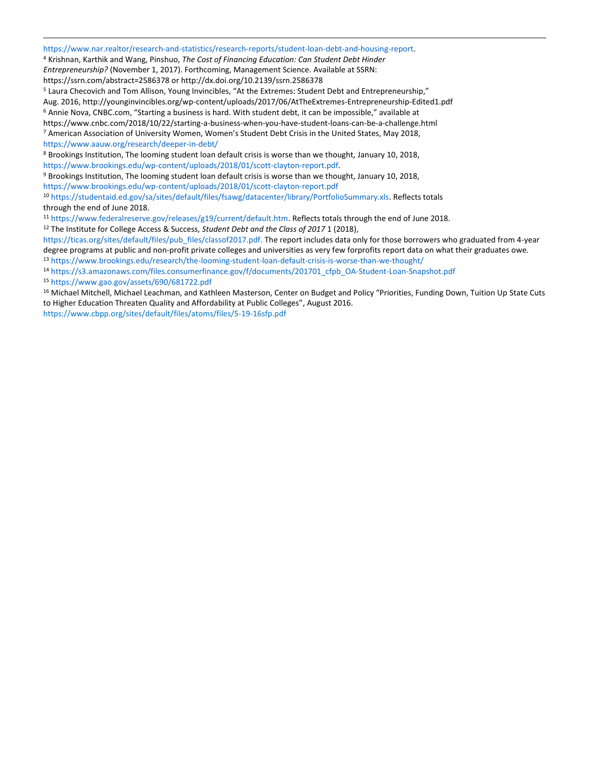https://www.nar.realtor/research-and-statistics/research-reports/student-loan-debt-and-housing-report.

[4] Krishnan, Karthik and Wang, Pinshuo, *The Cost of Financing Education: Can Student Debt Hinder Entrepreneurship?* (November 1, 2017). Forthcoming, Management Science. Available at SSRN: https://ssrn.com/abstract=2586378 or http://dx.doi.org/10.2139/ssrn.2586378

[5] Laura Checovich and Tom Allison, Young Invincibles, "At the Extremes: Student Debt and Entrepreneurship," Aug. 2016, http://younginvincibles.org/wp-content/uploads/2017/06/AtTheExtremes-Entrepreneurship-Edited1.pdf

[6] Annie Nova, CNBC.com, "Starting a business is hard. With student debt, it can be impossible," available at https://www.cnbc.com/2018/10/22/starting-a-business-when-you-have-student-loans-can-be-a-challenge.html

[7] American Association of University Women, Women's Student Debt Crisis in the United States, May 2018, https://www.aauw.org/research/deeper-in-debt/

[8] Brookings Institution, The looming student loan default crisis is worse than we thought, January 10, 2018, https://www.brookings.edu/wp-content/uploads/2018/01/scott-clayton-report.pdf.

[9] Brookings Institution, The looming student loan default crisis is worse than we thought, January 10, 2018, https://www.brookings.edu/wp-content/uploads/2018/01/scott-clayton-report.pdf

[10] https://studentaid.ed.gov/sa/sites/default/files/fsawg/datacenter/library/PortfolioSummary.xls. Reflects totals through the end of June 2018.

[11] https://www.federalreserve.gov/releases/g19/current/default.htm. Reflects totals through the end of June 2018.

[12] The Institute for College Access & Success, *Student Debt and the Class of 2017* 1 (2018), https://ticas.org/sites/default/files/pub_files/classof2017.pdf. The report includes data only for those borrowers who graduated from 4-year degree programs at public and non-profit private colleges and universities as very few forprofits report data on what their graduates owe.

[13] https://www.brookings.edu/research/the-looming-student-loan-default-crisis-is-worse-than-we-thought/

[14] https://s3.amazonaws.com/files.consumerfinance.gov/f/documents/201701_cfpb_OA-Student-Loan-Snapshot.pdf

[15] https://www.gao.gov/assets/690/681722.pdf

[16] Michael Mitchell, Michael Leachman, and Kathleen Masterson, Center on Budget and Policy "Priorities, Funding Down, Tuition Up State Cuts to Higher Education Threaten Quality and Affordability at Public Colleges", August 2016. https://www.cbpp.org/sites/default/files/atoms/files/5-19-16sfp.pdf